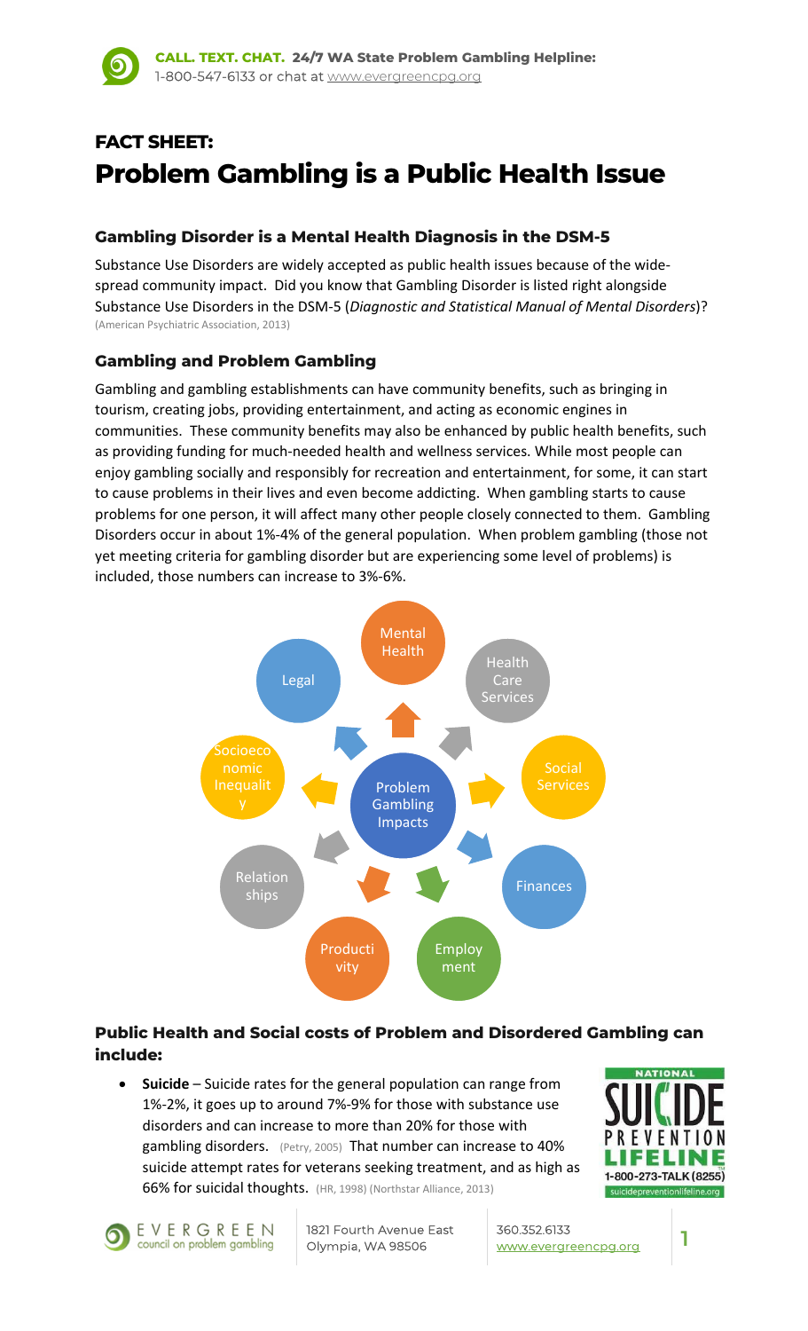**CALL. TEXT. CHAT. 24/7 WA State Problem Gambling Helpline:**
1-800-547-6133 or chat at www.evergreencpg.org

# FACT SHEET:
# Problem Gambling is a Public Health Issue

### Gambling Disorder is a Mental Health Diagnosis in the DSM-5

Substance Use Disorders are widely accepted as public health issues because of the wide-spread community impact. Did you know that Gambling Disorder is listed right alongside Substance Use Disorders in the DSM-5 (*Diagnostic and Statistical Manual of Mental Disorders*)? (American Psychiatric Association, 2013)

### Gambling and Problem Gambling

Gambling and gambling establishments can have community benefits, such as bringing in tourism, creating jobs, providing entertainment, and acting as economic engines in communities. These community benefits may also be enhanced by public health benefits, such as providing funding for much-needed health and wellness services. While most people can enjoy gambling socially and responsibly for recreation and entertainment, for some, it can start to cause problems in their lives and even become addicting. When gambling starts to cause problems for one person, it will affect many other people closely connected to them. Gambling Disorders occur in about 1%-4% of the general population. When problem gambling (those not yet meeting criteria for gambling disorder but are experiencing some level of problems) is included, those numbers can increase to 3%-6%.

Problem Gambling Impacts: Mental Health, Health Care Services, Social Services, Finances, Employment, Productivity, Relationships, Socioeconomic Inequality, Legal

### Public Health and Social costs of Problem and Disordered Gambling can include:

- **Suicide** – Suicide rates for the general population can range from 1%-2%, it goes up to around 7%-9% for those with substance use disorders and can increase to more than 20% for those with gambling disorders. (Petry, 2005) That number can increase to 40% suicide attempt rates for veterans seeking treatment, and as high as 66% for suicidal thoughts. (HR, 1998) (Northstar Alliance, 2013)

NATIONAL SUICIDE PREVENTION LIFELINE 1-800-273-TALK (8255) suicidepreventionlifeline.org

EVERGREEN council on problem gambling | 1821 Fourth Avenue East, Olympia, WA 98506 | 360.352.6133 | www.evergreencpg.org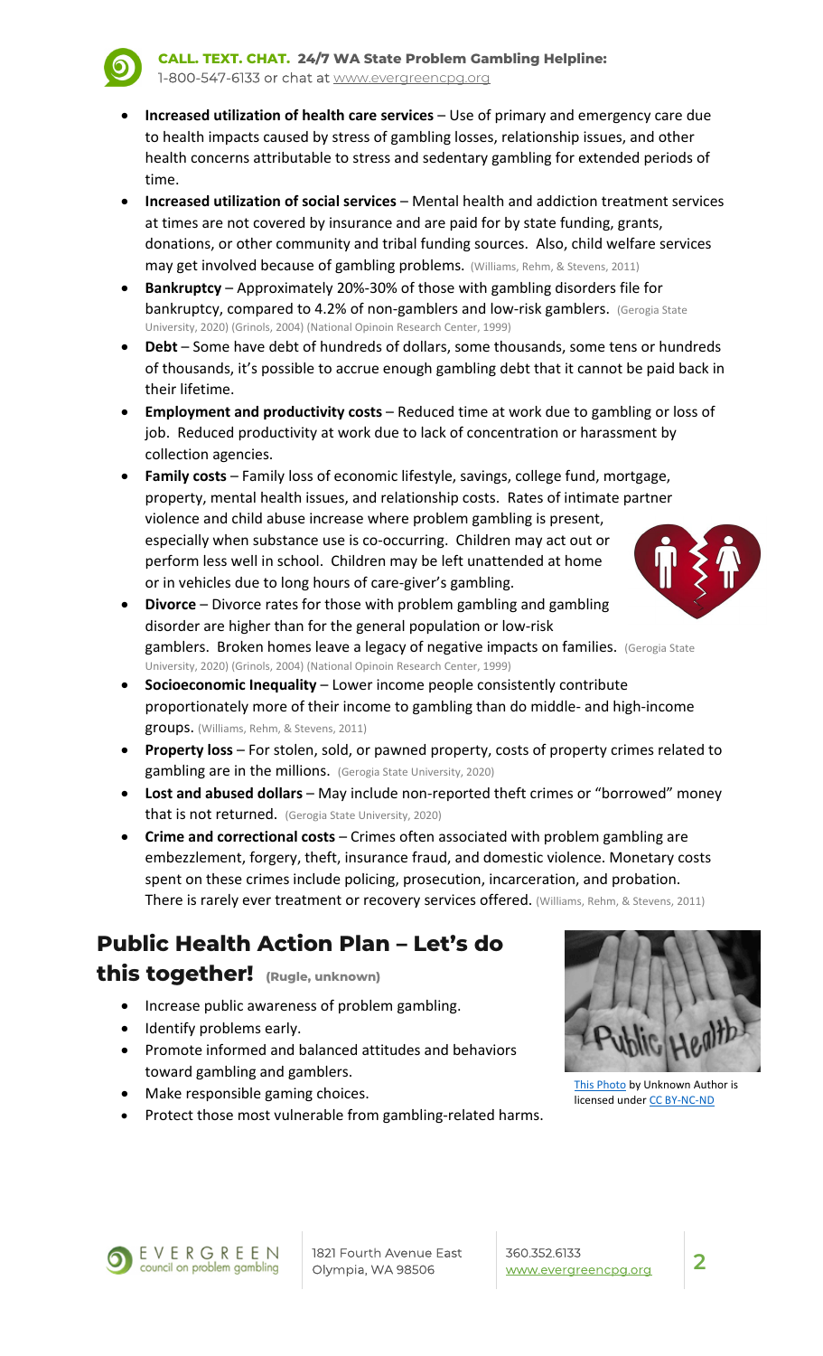**CALL. TEXT. CHAT. 24/7 WA State Problem Gambling Helpline:**
1-800-547-6133 or chat at www.evergreencpg.org

- **Increased utilization of health care services** – Use of primary and emergency care due to health impacts caused by stress of gambling losses, relationship issues, and other health concerns attributable to stress and sedentary gambling for extended periods of time.
- **Increased utilization of social services** – Mental health and addiction treatment services at times are not covered by insurance and are paid for by state funding, grants, donations, or other community and tribal funding sources. Also, child welfare services may get involved because of gambling problems. (Williams, Rehm, & Stevens, 2011)
- **Bankruptcy** – Approximately 20%-30% of those with gambling disorders file for bankruptcy, compared to 4.2% of non-gamblers and low-risk gamblers. (Gerogia State University, 2020) (Grinols, 2004) (National Opinoin Research Center, 1999)
- **Debt** – Some have debt of hundreds of dollars, some thousands, some tens or hundreds of thousands, it's possible to accrue enough gambling debt that it cannot be paid back in their lifetime.
- **Employment and productivity costs** – Reduced time at work due to gambling or loss of job. Reduced productivity at work due to lack of concentration or harassment by collection agencies.
- **Family costs** – Family loss of economic lifestyle, savings, college fund, mortgage, property, mental health issues, and relationship costs. Rates of intimate partner violence and child abuse increase where problem gambling is present, especially when substance use is co-occurring. Children may act out or perform less well in school. Children may be left unattended at home or in vehicles due to long hours of care-giver's gambling.
- **Divorce** – Divorce rates for those with problem gambling and gambling disorder are higher than for the general population or low-risk gamblers. Broken homes leave a legacy of negative impacts on families. (Gerogia State University, 2020) (Grinols, 2004) (National Opinoin Research Center, 1999)
- **Socioeconomic Inequality** – Lower income people consistently contribute proportionately more of their income to gambling than do middle- and high-income groups. (Williams, Rehm, & Stevens, 2011)
- **Property loss** – For stolen, sold, or pawned property, costs of property crimes related to gambling are in the millions. (Gerogia State University, 2020)
- **Lost and abused dollars** – May include non-reported theft crimes or "borrowed" money that is not returned. (Gerogia State University, 2020)
- **Crime and correctional costs** – Crimes often associated with problem gambling are embezzlement, forgery, theft, insurance fraud, and domestic violence. Monetary costs spent on these crimes include policing, prosecution, incarceration, and probation. There is rarely ever treatment or recovery services offered. (Williams, Rehm, & Stevens, 2011)

## Public Health Action Plan – Let's do this together! (Rugle, unknown)

- Increase public awareness of problem gambling.
- Identify problems early.
- Promote informed and balanced attitudes and behaviors toward gambling and gamblers.
- Make responsible gaming choices.
- Protect those most vulnerable from gambling-related harms.

This Photo by Unknown Author is licensed under CC BY-NC-ND

EVERGREEN council on problem gambling | 1821 Fourth Avenue East Olympia, WA 98506 | 360.352.6133 www.evergreencpg.org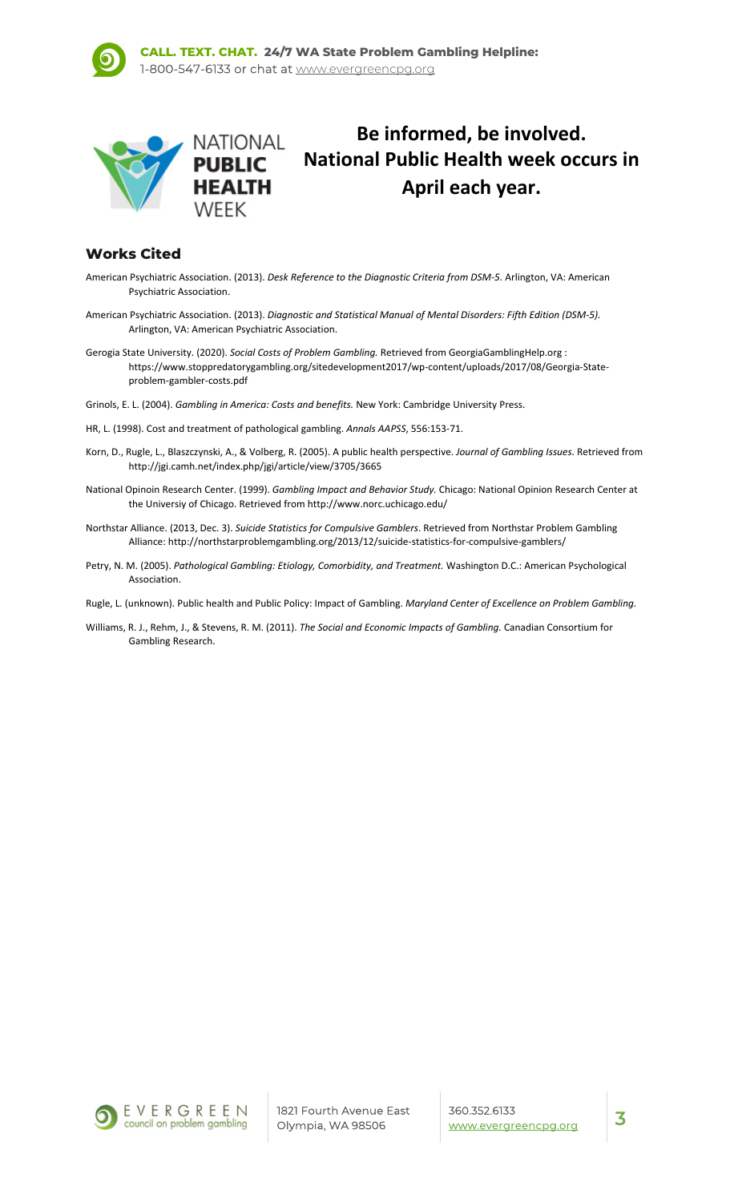**CALL. TEXT. CHAT. 24/7 WA State Problem Gambling Helpline:**
1-800-547-6133 or chat at www.evergreencpg.org

NATIONAL **PUBLIC HEALTH** WEEK

## Be informed, be involved. National Public Health week occurs in April each year.

### Works Cited

American Psychiatric Association. (2013). *Desk Reference to the Diagnostic Criteria from DSM-5.* Arlington, VA: American Psychiatric Association.

American Psychiatric Association. (2013). *Diagnostic and Statistical Manual of Mental Disorders: Fifth Edition (DSM-5).* Arlington, VA: American Psychiatric Association.

Gerogia State University. (2020). *Social Costs of Problem Gambling.* Retrieved from GeorgiaGamblingHelp.org : https://www.stoppredatorygambling.org/sitedevelopment2017/wp-content/uploads/2017/08/Georgia-State-problem-gambler-costs.pdf

Grinols, E. L. (2004). *Gambling in America: Costs and benefits.* New York: Cambridge University Press.

HR, L. (1998). Cost and treatment of pathological gambling. *Annals AAPSS*, 556:153-71.

Korn, D., Rugle, L., Blaszczynski, A., & Volberg, R. (2005). A public health perspective. *Journal of Gambling Issues*. Retrieved from http://jgi.camh.net/index.php/jgi/article/view/3705/3665

National Opinoin Research Center. (1999). *Gambling Impact and Behavior Study.* Chicago: National Opinion Research Center at the Universiy of Chicago. Retrieved from http://www.norc.uchicago.edu/

Northstar Alliance. (2013, Dec. 3). *Suicide Statistics for Compulsive Gamblers*. Retrieved from Northstar Problem Gambling Alliance: http://northstarproblemgambling.org/2013/12/suicide-statistics-for-compulsive-gamblers/

Petry, N. M. (2005). *Pathological Gambling: Etiology, Comorbidity, and Treatment.* Washington D.C.: American Psychological Association.

Rugle, L. (unknown). Public health and Public Policy: Impact of Gambling. *Maryland Center of Excellence on Problem Gambling.*

Williams, R. J., Rehm, J., & Stevens, R. M. (2011). *The Social and Economic Impacts of Gambling.* Canadian Consortium for Gambling Research.

EVERGREEN council on problem gambling | 1821 Fourth Avenue East Olympia, WA 98506 | 360.352.6133 www.evergreencpg.org